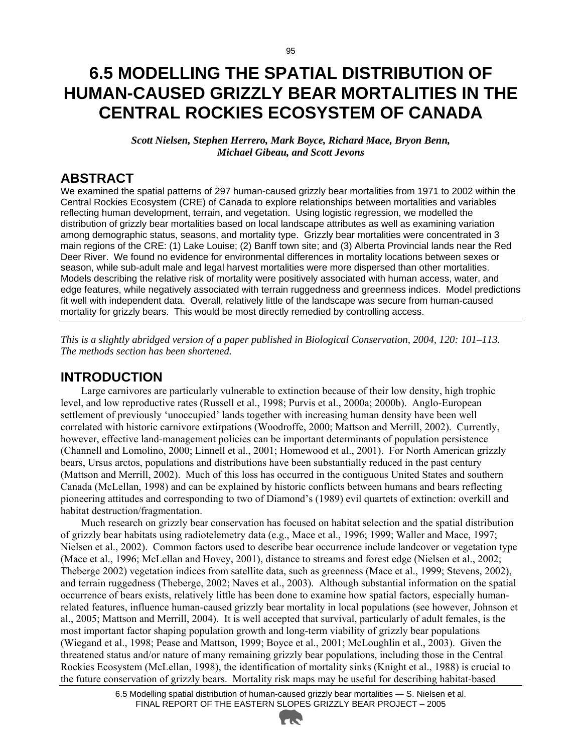# 6.5 MODELLING THE SPATIAL DISTRIBUTION OF HUMAN-CAUSED GRIZZLY BEAR MORTALITIES IN THE CENTRAL ROCKIES ECOSYSTEM OF CANADA

***Scott Nielsen, Stephen Herrero, Mark Boyce, Richard Mace, Bryon Benn, Michael Gibeau, and Scott Jevons***

## ABSTRACT

We examined the spatial patterns of 297 human-caused grizzly bear mortalities from 1971 to 2002 within the Central Rockies Ecosystem (CRE) of Canada to explore relationships between mortalities and variables reflecting human development, terrain, and vegetation. Using logistic regression, we modelled the distribution of grizzly bear mortalities based on local landscape attributes as well as examining variation among demographic status, seasons, and mortality type. Grizzly bear mortalities were concentrated in 3 main regions of the CRE: (1) Lake Louise; (2) Banff town site; and (3) Alberta Provincial lands near the Red Deer River. We found no evidence for environmental differences in mortality locations between sexes or season, while sub-adult male and legal harvest mortalities were more dispersed than other mortalities. Models describing the relative risk of mortality were positively associated with human access, water, and edge features, while negatively associated with terrain ruggedness and greenness indices. Model predictions fit well with independent data. Overall, relatively little of the landscape was secure from human-caused mortality for grizzly bears. This would be most directly remedied by controlling access.

*This is a slightly abridged version of a paper published in Biological Conservation, 2004, 120: 101–113. The methods section has been shortened.*

## INTRODUCTION

Large carnivores are particularly vulnerable to extinction because of their low density, high trophic level, and low reproductive rates (Russell et al., 1998; Purvis et al., 2000a; 2000b). Anglo-European settlement of previously 'unoccupied' lands together with increasing human density have been well correlated with historic carnivore extirpations (Woodroffe, 2000; Mattson and Merrill, 2002). Currently, however, effective land-management policies can be important determinants of population persistence (Channell and Lomolino, 2000; Linnell et al., 2001; Homewood et al., 2001). For North American grizzly bears, Ursus arctos, populations and distributions have been substantially reduced in the past century (Mattson and Merrill, 2002). Much of this loss has occurred in the contiguous United States and southern Canada (McLellan, 1998) and can be explained by historic conflicts between humans and bears reflecting pioneering attitudes and corresponding to two of Diamond's (1989) evil quartets of extinction: overkill and habitat destruction/fragmentation.

Much research on grizzly bear conservation has focused on habitat selection and the spatial distribution of grizzly bear habitats using radiotelemetry data (e.g., Mace et al., 1996; 1999; Waller and Mace, 1997; Nielsen et al., 2002). Common factors used to describe bear occurrence include landcover or vegetation type (Mace et al., 1996; McLellan and Hovey, 2001), distance to streams and forest edge (Nielsen et al., 2002; Theberge 2002) vegetation indices from satellite data, such as greenness (Mace et al., 1999; Stevens, 2002), and terrain ruggedness (Theberge, 2002; Naves et al., 2003). Although substantial information on the spatial occurrence of bears exists, relatively little has been done to examine how spatial factors, especially human-related features, influence human-caused grizzly bear mortality in local populations (see however, Johnson et al., 2005; Mattson and Merrill, 2004). It is well accepted that survival, particularly of adult females, is the most important factor shaping population growth and long-term viability of grizzly bear populations (Wiegand et al., 1998; Pease and Mattson, 1999; Boyce et al., 2001; McLoughlin et al., 2003). Given the threatened status and/or nature of many remaining grizzly bear populations, including those in the Central Rockies Ecosystem (McLellan, 1998), the identification of mortality sinks (Knight et al., 1988) is crucial to the future conservation of grizzly bears. Mortality risk maps may be useful for describing habitat-based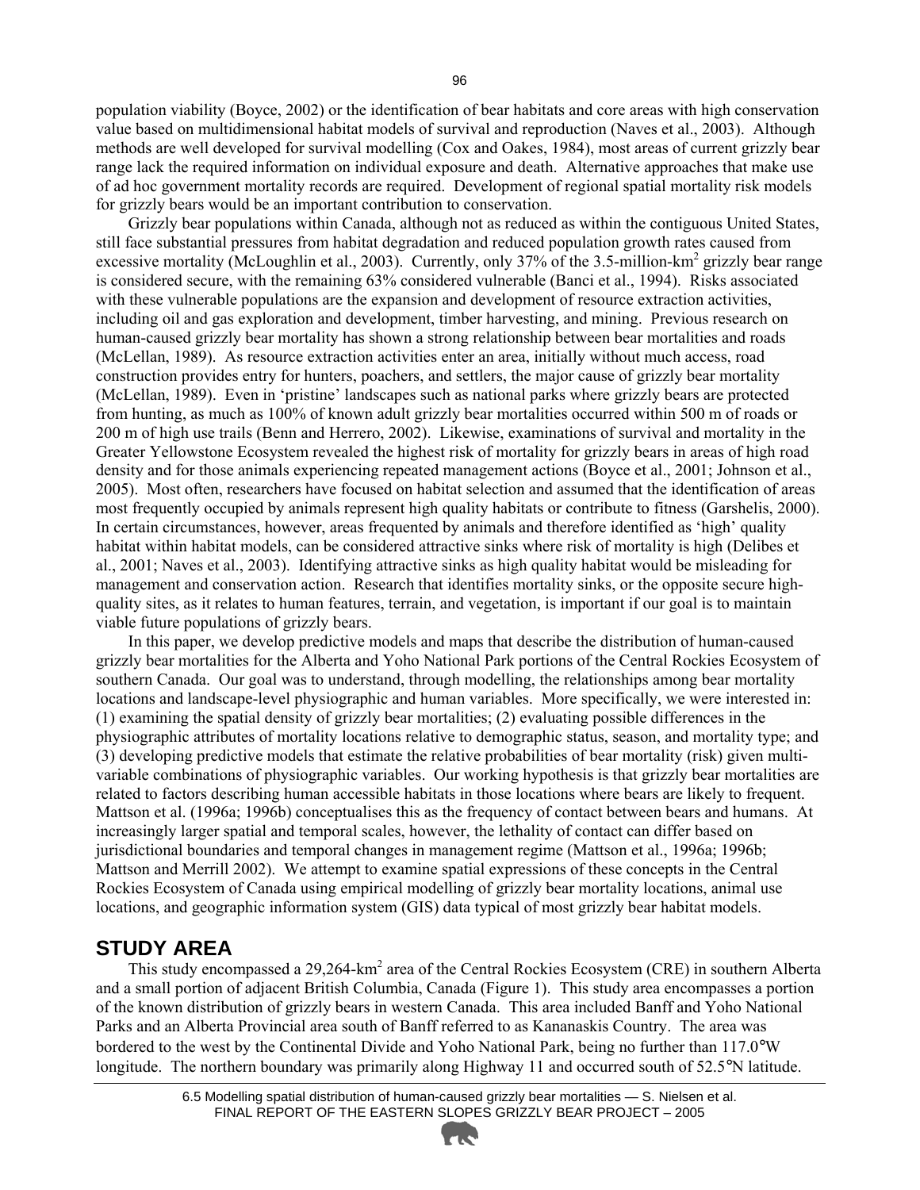population viability (Boyce, 2002) or the identification of bear habitats and core areas with high conservation value based on multidimensional habitat models of survival and reproduction (Naves et al., 2003). Although methods are well developed for survival modelling (Cox and Oakes, 1984), most areas of current grizzly bear range lack the required information on individual exposure and death. Alternative approaches that make use of ad hoc government mortality records are required. Development of regional spatial mortality risk models for grizzly bears would be an important contribution to conservation.

Grizzly bear populations within Canada, although not as reduced as within the contiguous United States, still face substantial pressures from habitat degradation and reduced population growth rates caused from excessive mortality (McLoughlin et al., 2003). Currently, only 37% of the 3.5-million-km$^2$ grizzly bear range is considered secure, with the remaining 63% considered vulnerable (Banci et al., 1994). Risks associated with these vulnerable populations are the expansion and development of resource extraction activities, including oil and gas exploration and development, timber harvesting, and mining. Previous research on human-caused grizzly bear mortality has shown a strong relationship between bear mortalities and roads (McLellan, 1989). As resource extraction activities enter an area, initially without much access, road construction provides entry for hunters, poachers, and settlers, the major cause of grizzly bear mortality (McLellan, 1989). Even in 'pristine' landscapes such as national parks where grizzly bears are protected from hunting, as much as 100% of known adult grizzly bear mortalities occurred within 500 m of roads or 200 m of high use trails (Benn and Herrero, 2002). Likewise, examinations of survival and mortality in the Greater Yellowstone Ecosystem revealed the highest risk of mortality for grizzly bears in areas of high road density and for those animals experiencing repeated management actions (Boyce et al., 2001; Johnson et al., 2005). Most often, researchers have focused on habitat selection and assumed that the identification of areas most frequently occupied by animals represent high quality habitats or contribute to fitness (Garshelis, 2000). In certain circumstances, however, areas frequented by animals and therefore identified as 'high' quality habitat within habitat models, can be considered attractive sinks where risk of mortality is high (Delibes et al., 2001; Naves et al., 2003). Identifying attractive sinks as high quality habitat would be misleading for management and conservation action. Research that identifies mortality sinks, or the opposite secure high-quality sites, as it relates to human features, terrain, and vegetation, is important if our goal is to maintain viable future populations of grizzly bears.

In this paper, we develop predictive models and maps that describe the distribution of human-caused grizzly bear mortalities for the Alberta and Yoho National Park portions of the Central Rockies Ecosystem of southern Canada. Our goal was to understand, through modelling, the relationships among bear mortality locations and landscape-level physiographic and human variables. More specifically, we were interested in: (1) examining the spatial density of grizzly bear mortalities; (2) evaluating possible differences in the physiographic attributes of mortality locations relative to demographic status, season, and mortality type; and (3) developing predictive models that estimate the relative probabilities of bear mortality (risk) given multi-variable combinations of physiographic variables. Our working hypothesis is that grizzly bear mortalities are related to factors describing human accessible habitats in those locations where bears are likely to frequent. Mattson et al. (1996a; 1996b) conceptualises this as the frequency of contact between bears and humans. At increasingly larger spatial and temporal scales, however, the lethality of contact can differ based on jurisdictional boundaries and temporal changes in management regime (Mattson et al., 1996a; 1996b; Mattson and Merrill 2002). We attempt to examine spatial expressions of these concepts in the Central Rockies Ecosystem of Canada using empirical modelling of grizzly bear mortality locations, animal use locations, and geographic information system (GIS) data typical of most grizzly bear habitat models.

## STUDY AREA

This study encompassed a 29,264-km$^2$ area of the Central Rockies Ecosystem (CRE) in southern Alberta and a small portion of adjacent British Columbia, Canada (Figure 1). This study area encompasses a portion of the known distribution of grizzly bears in western Canada. This area included Banff and Yoho National Parks and an Alberta Provincial area south of Banff referred to as Kananaskis Country. The area was bordered to the west by the Continental Divide and Yoho National Park, being no further than 117.0°W longitude. The northern boundary was primarily along Highway 11 and occurred south of 52.5°N latitude.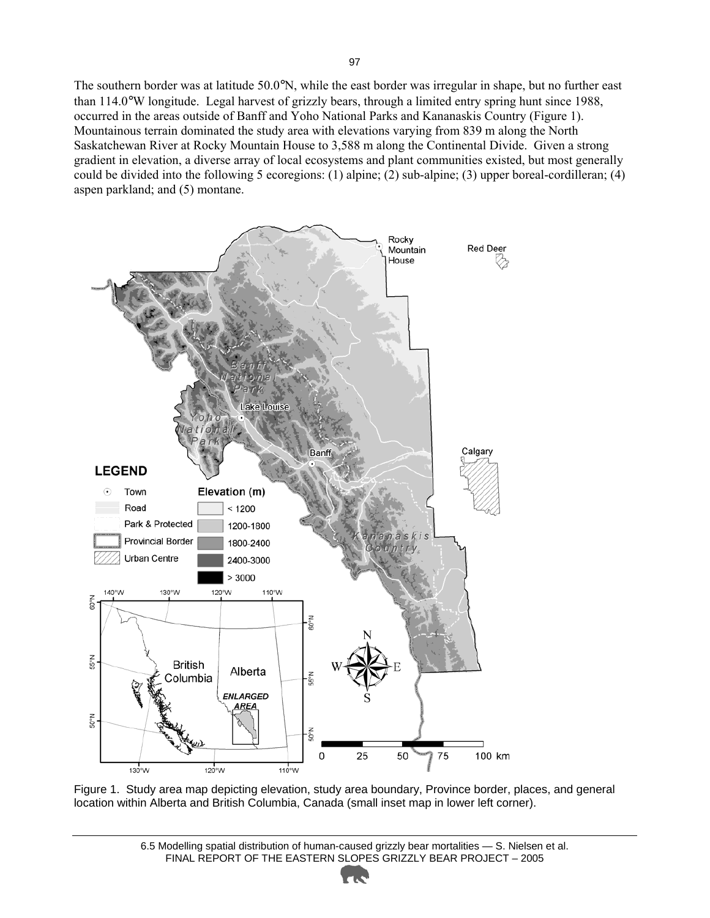The southern border was at latitude 50.0°N, while the east border was irregular in shape, but no further east than 114.0°W longitude. Legal harvest of grizzly bears, through a limited entry spring hunt since 1988, occurred in the areas outside of Banff and Yoho National Parks and Kananaskis Country (Figure 1). Mountainous terrain dominated the study area with elevations varying from 839 m along the North Saskatchewan River at Rocky Mountain House to 3,588 m along the Continental Divide. Given a strong gradient in elevation, a diverse array of local ecosystems and plant communities existed, but most generally could be divided into the following 5 ecoregions: (1) alpine; (2) sub-alpine; (3) upper boreal-cordilleran; (4) aspen parkland; and (5) montane.

Figure 1. Study area map depicting elevation, study area boundary, Province border, places, and general location within Alberta and British Columbia, Canada (small inset map in lower left corner).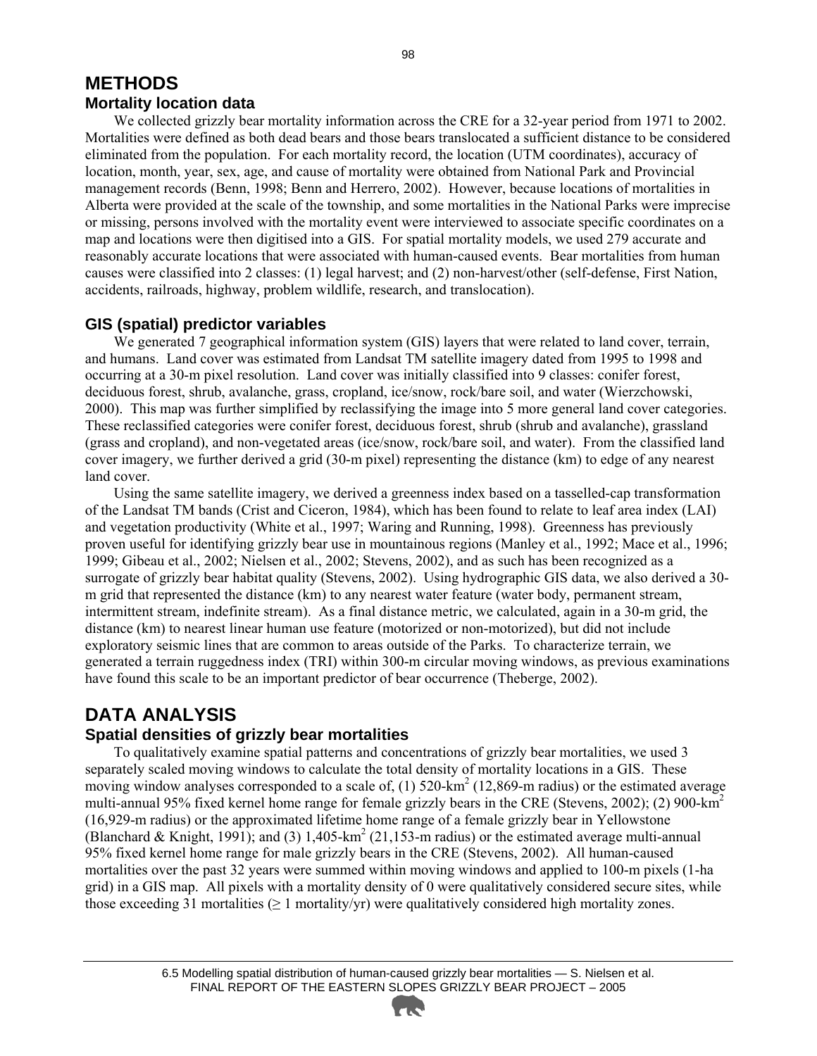# METHODS

## Mortality location data

We collected grizzly bear mortality information across the CRE for a 32-year period from 1971 to 2002. Mortalities were defined as both dead bears and those bears translocated a sufficient distance to be considered eliminated from the population. For each mortality record, the location (UTM coordinates), accuracy of location, month, year, sex, age, and cause of mortality were obtained from National Park and Provincial management records (Benn, 1998; Benn and Herrero, 2002). However, because locations of mortalities in Alberta were provided at the scale of the township, and some mortalities in the National Parks were imprecise or missing, persons involved with the mortality event were interviewed to associate specific coordinates on a map and locations were then digitised into a GIS. For spatial mortality models, we used 279 accurate and reasonably accurate locations that were associated with human-caused events. Bear mortalities from human causes were classified into 2 classes: (1) legal harvest; and (2) non-harvest/other (self-defense, First Nation, accidents, railroads, highway, problem wildlife, research, and translocation).

## GIS (spatial) predictor variables

We generated 7 geographical information system (GIS) layers that were related to land cover, terrain, and humans. Land cover was estimated from Landsat TM satellite imagery dated from 1995 to 1998 and occurring at a 30-m pixel resolution. Land cover was initially classified into 9 classes: conifer forest, deciduous forest, shrub, avalanche, grass, cropland, ice/snow, rock/bare soil, and water (Wierzchowski, 2000). This map was further simplified by reclassifying the image into 5 more general land cover categories. These reclassified categories were conifer forest, deciduous forest, shrub (shrub and avalanche), grassland (grass and cropland), and non-vegetated areas (ice/snow, rock/bare soil, and water). From the classified land cover imagery, we further derived a grid (30-m pixel) representing the distance (km) to edge of any nearest land cover.

Using the same satellite imagery, we derived a greenness index based on a tasselled-cap transformation of the Landsat TM bands (Crist and Ciceron, 1984), which has been found to relate to leaf area index (LAI) and vegetation productivity (White et al., 1997; Waring and Running, 1998). Greenness has previously proven useful for identifying grizzly bear use in mountainous regions (Manley et al., 1992; Mace et al., 1996; 1999; Gibeau et al., 2002; Nielsen et al., 2002; Stevens, 2002), and as such has been recognized as a surrogate of grizzly bear habitat quality (Stevens, 2002). Using hydrographic GIS data, we also derived a 30-m grid that represented the distance (km) to any nearest water feature (water body, permanent stream, intermittent stream, indefinite stream). As a final distance metric, we calculated, again in a 30-m grid, the distance (km) to nearest linear human use feature (motorized or non-motorized), but did not include exploratory seismic lines that are common to areas outside of the Parks. To characterize terrain, we generated a terrain ruggedness index (TRI) within 300-m circular moving windows, as previous examinations have found this scale to be an important predictor of bear occurrence (Theberge, 2002).

# DATA ANALYSIS

## Spatial densities of grizzly bear mortalities

To qualitatively examine spatial patterns and concentrations of grizzly bear mortalities, we used 3 separately scaled moving windows to calculate the total density of mortality locations in a GIS. These moving window analyses corresponded to a scale of, (1) 520-km$^2$ (12,869-m radius) or the estimated average multi-annual 95% fixed kernel home range for female grizzly bears in the CRE (Stevens, 2002); (2) 900-km$^2$ (16,929-m radius) or the approximated lifetime home range of a female grizzly bear in Yellowstone (Blanchard & Knight, 1991); and (3) 1,405-km$^2$ (21,153-m radius) or the estimated average multi-annual 95% fixed kernel home range for male grizzly bears in the CRE (Stevens, 2002). All human-caused mortalities over the past 32 years were summed within moving windows and applied to 100-m pixels (1-ha grid) in a GIS map. All pixels with a mortality density of 0 were qualitatively considered secure sites, while those exceeding 31 mortalities ($\geq$ 1 mortality/yr) were qualitatively considered high mortality zones.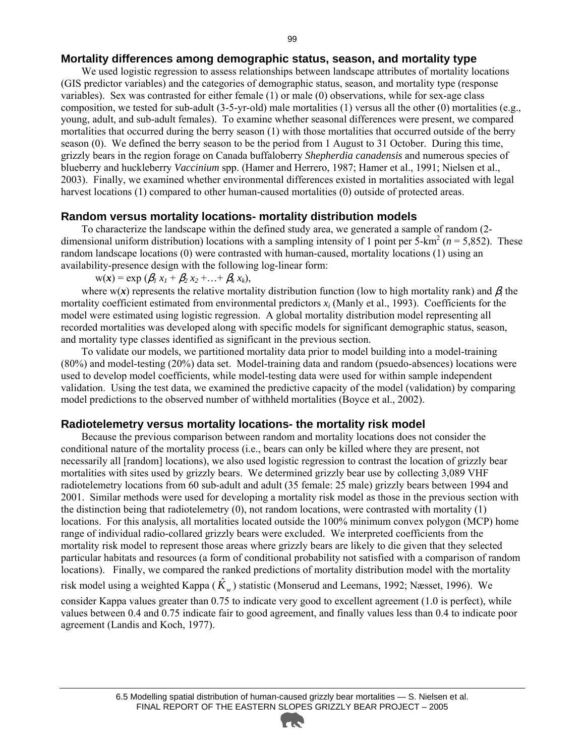## Mortality differences among demographic status, season, and mortality type

We used logistic regression to assess relationships between landscape attributes of mortality locations (GIS predictor variables) and the categories of demographic status, season, and mortality type (response variables). Sex was contrasted for either female (1) or male (0) observations, while for sex-age class composition, we tested for sub-adult (3-5-yr-old) male mortalities (1) versus all the other (0) mortalities (e.g., young, adult, and sub-adult females). To examine whether seasonal differences were present, we compared mortalities that occurred during the berry season (1) with those mortalities that occurred outside of the berry season (0). We defined the berry season to be the period from 1 August to 31 October. During this time, grizzly bears in the region forage on Canada buffaloberry *Shepherdia canadensis* and numerous species of blueberry and huckleberry *Vaccinium* spp. (Hamer and Herrero, 1987; Hamer et al., 1991; Nielsen et al., 2003). Finally, we examined whether environmental differences existed in mortalities associated with legal harvest locations (1) compared to other human-caused mortalities (0) outside of protected areas.

## Random versus mortality locations- mortality distribution models

To characterize the landscape within the defined study area, we generated a sample of random (2-dimensional uniform distribution) locations with a sampling intensity of 1 point per 5-km$^2$ ($n$ = 5,852). These random landscape locations (0) were contrasted with human-caused, mortality locations (1) using an availability-presence design with the following log-linear form:

$$w(\boldsymbol{x}) = \exp(\beta_1 x_1 + \beta_2 x_2 + \ldots + \beta_k x_k),$$

where $w(\boldsymbol{x})$ represents the relative mortality distribution function (low to high mortality rank) and $\beta_i$ the mortality coefficient estimated from environmental predictors $x_i$ (Manly et al., 1993). Coefficients for the model were estimated using logistic regression. A global mortality distribution model representing all recorded mortalities was developed along with specific models for significant demographic status, season, and mortality type classes identified as significant in the previous section.

To validate our models, we partitioned mortality data prior to model building into a model-training (80%) and model-testing (20%) data set. Model-training data and random (psuedo-absences) locations were used to develop model coefficients, while model-testing data were used for within sample independent validation. Using the test data, we examined the predictive capacity of the model (validation) by comparing model predictions to the observed number of withheld mortalities (Boyce et al., 2002).

## Radiotelemetry versus mortality locations- the mortality risk model

Because the previous comparison between random and mortality locations does not consider the conditional nature of the mortality process (i.e., bears can only be killed where they are present, not necessarily all [random] locations), we also used logistic regression to contrast the location of grizzly bear mortalities with sites used by grizzly bears. We determined grizzly bear use by collecting 3,089 VHF radiotelemetry locations from 60 sub-adult and adult (35 female: 25 male) grizzly bears between 1994 and 2001. Similar methods were used for developing a mortality risk model as those in the previous section with the distinction being that radiotelemetry (0), not random locations, were contrasted with mortality (1) locations. For this analysis, all mortalities located outside the 100% minimum convex polygon (MCP) home range of individual radio-collared grizzly bears were excluded. We interpreted coefficients from the mortality risk model to represent those areas where grizzly bears are likely to die given that they selected particular habitats and resources (a form of conditional probability not satisfied with a comparison of random locations). Finally, we compared the ranked predictions of mortality distribution model with the mortality risk model using a weighted Kappa ($\hat{K}_w$) statistic (Monserud and Leemans, 1992; Næsset, 1996). We consider Kappa values greater than 0.75 to indicate very good to excellent agreement (1.0 is perfect), while values between 0.4 and 0.75 indicate fair to good agreement, and finally values less than 0.4 to indicate poor agreement (Landis and Koch, 1977).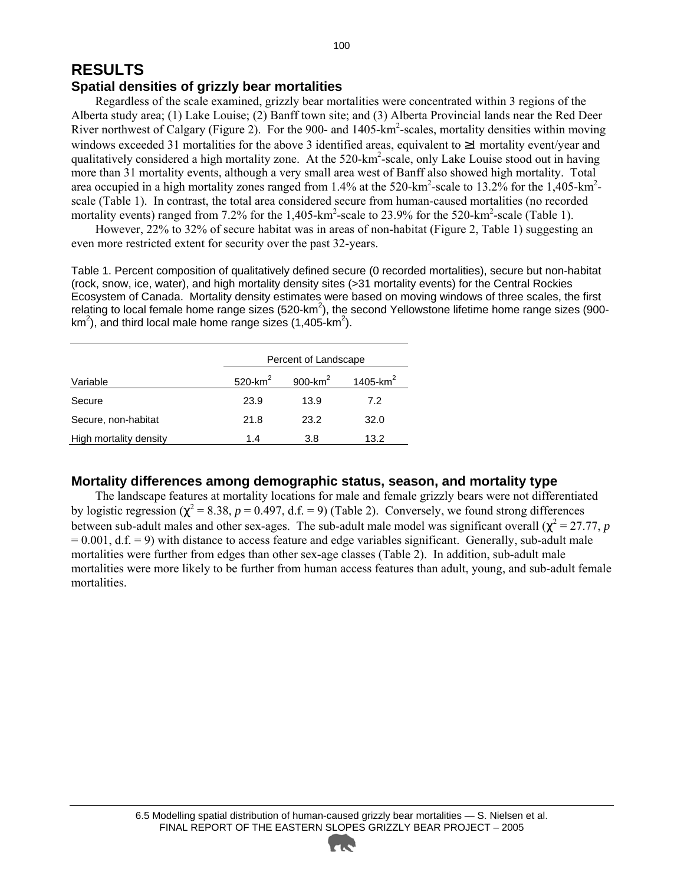# RESULTS

## Spatial densities of grizzly bear mortalities

Regardless of the scale examined, grizzly bear mortalities were concentrated within 3 regions of the Alberta study area; (1) Lake Louise; (2) Banff town site; and (3) Alberta Provincial lands near the Red Deer River northwest of Calgary (Figure 2). For the 900- and 1405-km$^2$-scales, mortality densities within moving windows exceeded 31 mortalities for the above 3 identified areas, equivalent to ≥1 mortality event/year and qualitatively considered a high mortality zone. At the 520-km$^2$-scale, only Lake Louise stood out in having more than 31 mortality events, although a very small area west of Banff also showed high mortality. Total area occupied in a high mortality zones ranged from 1.4% at the 520-km$^2$-scale to 13.2% for the 1,405-km$^2$-scale (Table 1). In contrast, the total area considered secure from human-caused mortalities (no recorded mortality events) ranged from 7.2% for the 1,405-km$^2$-scale to 23.9% for the 520-km$^2$-scale (Table 1).

However, 22% to 32% of secure habitat was in areas of non-habitat (Figure 2, Table 1) suggesting an even more restricted extent for security over the past 32-years.

Table 1. Percent composition of qualitatively defined secure (0 recorded mortalities), secure but non-habitat (rock, snow, ice, water), and high mortality density sites (>31 mortality events) for the Central Rockies Ecosystem of Canada. Mortality density estimates were based on moving windows of three scales, the first relating to local female home range sizes (520-km$^2$), the second Yellowstone lifetime home range sizes (900-km$^2$), and third local male home range sizes (1,405-km$^2$).

| | Percent of Landscape | | |
|---|---|---|---|
| Variable | 520-km$^2$ | 900-km$^2$ | 1405-km$^2$ |
| Secure | 23.9 | 13.9 | 7.2 |
| Secure, non-habitat | 21.8 | 23.2 | 32.0 |
| High mortality density | 1.4 | 3.8 | 13.2 |

## Mortality differences among demographic status, season, and mortality type

The landscape features at mortality locations for male and female grizzly bears were not differentiated by logistic regression ($\chi^2 = 8.38$, $p = 0.497$, d.f. = 9) (Table 2). Conversely, we found strong differences between sub-adult males and other sex-ages. The sub-adult male model was significant overall ($\chi^2 = 27.77$, $p = 0.001$, d.f. = 9) with distance to access feature and edge variables significant. Generally, sub-adult male mortalities were further from edges than other sex-age classes (Table 2). In addition, sub-adult male mortalities were more likely to be further from human access features than adult, young, and sub-adult female mortalities.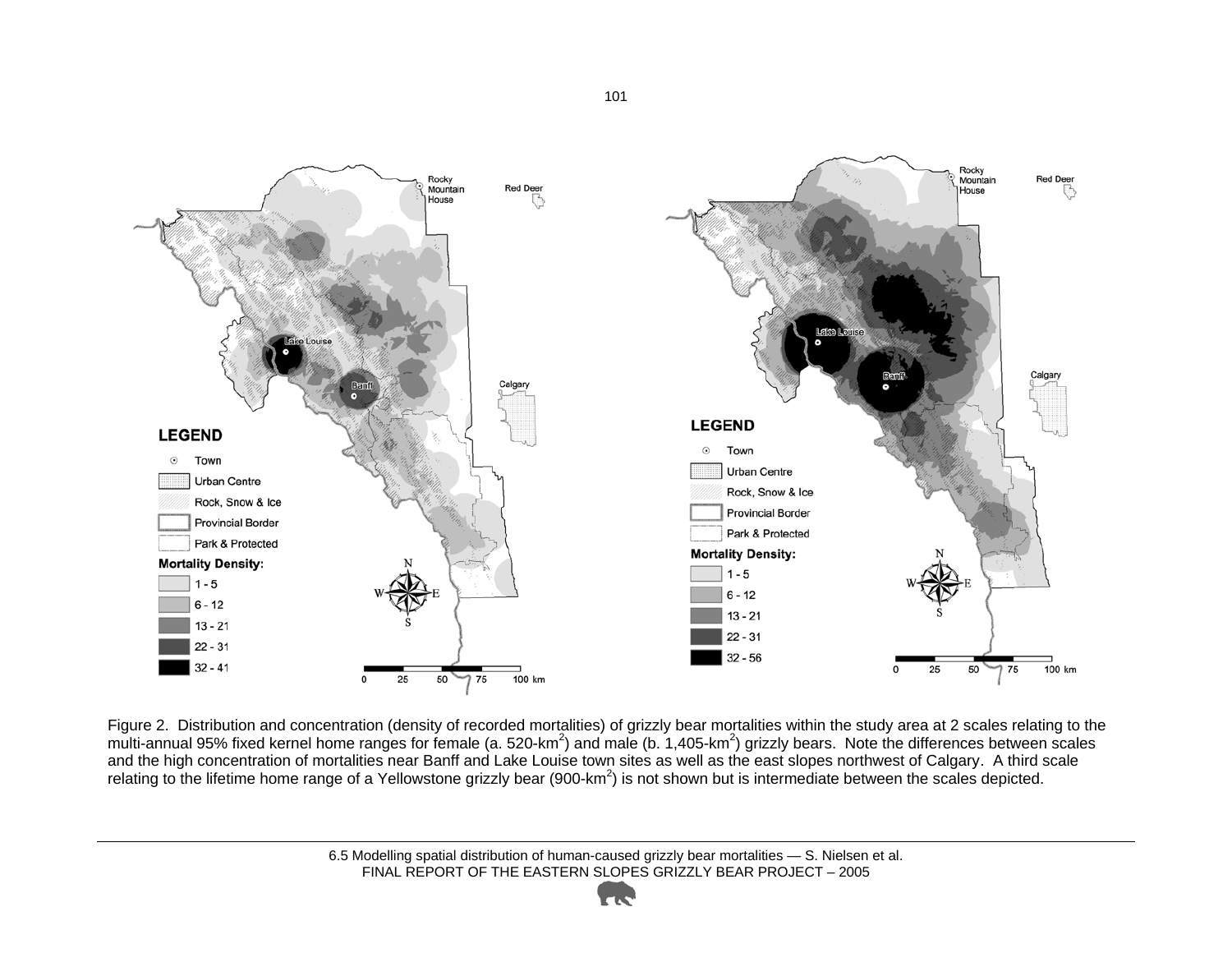Figure 2. Distribution and concentration (density of recorded mortalities) of grizzly bear mortalities within the study area at 2 scales relating to the multi-annual 95% fixed kernel home ranges for female (a. 520-km$^2$) and male (b. 1,405-km$^2$) grizzly bears. Note the differences between scales and the high concentration of mortalities near Banff and Lake Louise town sites as well as the east slopes northwest of Calgary. A third scale relating to the lifetime home range of a Yellowstone grizzly bear (900-km$^2$) is not shown but is intermediate between the scales depicted.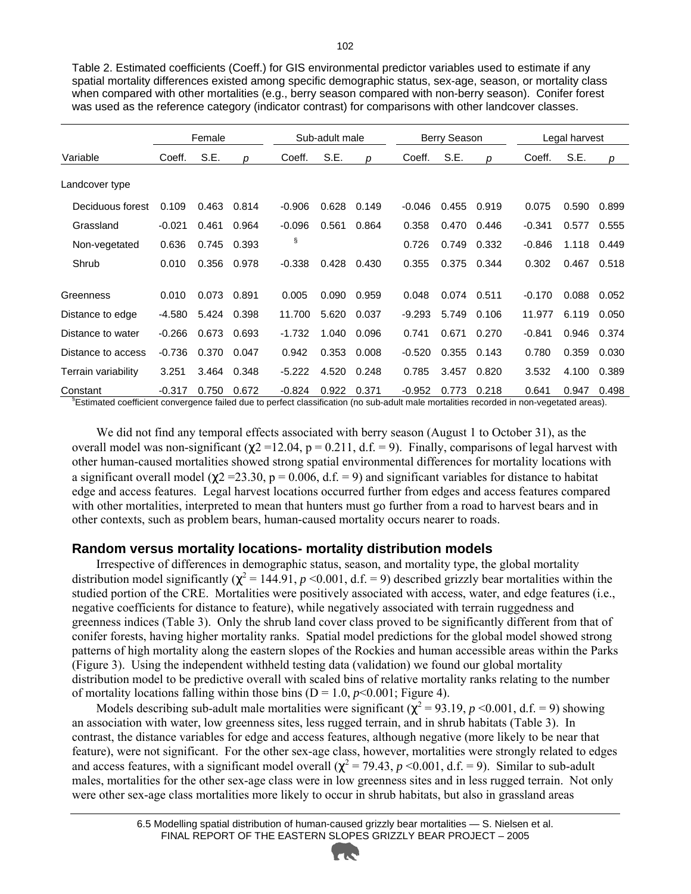Table 2. Estimated coefficients (Coeff.) for GIS environmental predictor variables used to estimate if any spatial mortality differences existed among specific demographic status, sex-age, season, or mortality class when compared with other mortalities (e.g., berry season compared with non-berry season). Conifer forest was used as the reference category (indicator contrast) for comparisons with other landcover classes.

| | Female | | | Sub-adult male | | | Berry Season | | | Legal harvest | | |
|---|---|---|---|---|---|---|---|---|---|---|---|---|
| Variable | Coeff. | S.E. | *p* | Coeff. | S.E. | *p* | Coeff. | S.E. | *p* | Coeff. | S.E. | *p* |
| Landcover type | | | | | | | | | | | | |
| Deciduous forest | 0.109 | 0.463 | 0.814 | -0.906 | 0.628 | 0.149 | -0.046 | 0.455 | 0.919 | 0.075 | 0.590 | 0.899 |
| Grassland | -0.021 | 0.461 | 0.964 | -0.096 | 0.561 | 0.864 | 0.358 | 0.470 | 0.446 | -0.341 | 0.577 | 0.555 |
| Non-vegetated | 0.636 | 0.745 | 0.393 | § | | | 0.726 | 0.749 | 0.332 | -0.846 | 1.118 | 0.449 |
| Shrub | 0.010 | 0.356 | 0.978 | -0.338 | 0.428 | 0.430 | 0.355 | 0.375 | 0.344 | 0.302 | 0.467 | 0.518 |
| Greenness | 0.010 | 0.073 | 0.891 | 0.005 | 0.090 | 0.959 | 0.048 | 0.074 | 0.511 | -0.170 | 0.088 | 0.052 |
| Distance to edge | -4.580 | 5.424 | 0.398 | 11.700 | 5.620 | 0.037 | -9.293 | 5.749 | 0.106 | 11.977 | 6.119 | 0.050 |
| Distance to water | -0.266 | 0.673 | 0.693 | -1.732 | 1.040 | 0.096 | 0.741 | 0.671 | 0.270 | -0.841 | 0.946 | 0.374 |
| Distance to access | -0.736 | 0.370 | 0.047 | 0.942 | 0.353 | 0.008 | -0.520 | 0.355 | 0.143 | 0.780 | 0.359 | 0.030 |
| Terrain variability | 3.251 | 3.464 | 0.348 | -5.222 | 4.520 | 0.248 | 0.785 | 3.457 | 0.820 | 3.532 | 4.100 | 0.389 |
| Constant | -0.317 | 0.750 | 0.672 | -0.824 | 0.922 | 0.371 | -0.952 | 0.773 | 0.218 | 0.641 | 0.947 | 0.498 |

§Estimated coefficient convergence failed due to perfect classification (no sub-adult male mortalities recorded in non-vegetated areas).

We did not find any temporal effects associated with berry season (August 1 to October 31), as the overall model was non-significant ($\chi^2 = 12.04$, $p = 0.211$, d.f. = 9). Finally, comparisons of legal harvest with other human-caused mortalities showed strong spatial environmental differences for mortality locations with a significant overall model ($\chi^2 = 23.30$, $p = 0.006$, d.f. = 9) and significant variables for distance to habitat edge and access features. Legal harvest locations occurred further from edges and access features compared with other mortalities, interpreted to mean that hunters must go further from a road to harvest bears and in other contexts, such as problem bears, human-caused mortality occurs nearer to roads.

## Random versus mortality locations- mortality distribution models

Irrespective of differences in demographic status, season, and mortality type, the global mortality distribution model significantly ($\chi^2 = 144.91$, $p < 0.001$, d.f. = 9) described grizzly bear mortalities within the studied portion of the CRE. Mortalities were positively associated with access, water, and edge features (i.e., negative coefficients for distance to feature), while negatively associated with terrain ruggedness and greenness indices (Table 3). Only the shrub land cover class proved to be significantly different from that of conifer forests, having higher mortality ranks. Spatial model predictions for the global model showed strong patterns of high mortality along the eastern slopes of the Rockies and human accessible areas within the Parks (Figure 3). Using the independent withheld testing data (validation) we found our global mortality distribution model to be predictive overall with scaled bins of relative mortality ranks relating to the number of mortality locations falling within those bins (D = 1.0, $p < 0.001$; Figure 4).

Models describing sub-adult male mortalities were significant ($\chi^2 = 93.19$, $p < 0.001$, d.f. = 9) showing an association with water, low greenness sites, less rugged terrain, and in shrub habitats (Table 3). In contrast, the distance variables for edge and access features, although negative (more likely to be near that feature), were not significant. For the other sex-age class, however, mortalities were strongly related to edges and access features, with a significant model overall ($\chi^2 = 79.43$, $p < 0.001$, d.f. = 9). Similar to sub-adult males, mortalities for the other sex-age class were in low greenness sites and in less rugged terrain. Not only were other sex-age class mortalities more likely to occur in shrub habitats, but also in grassland areas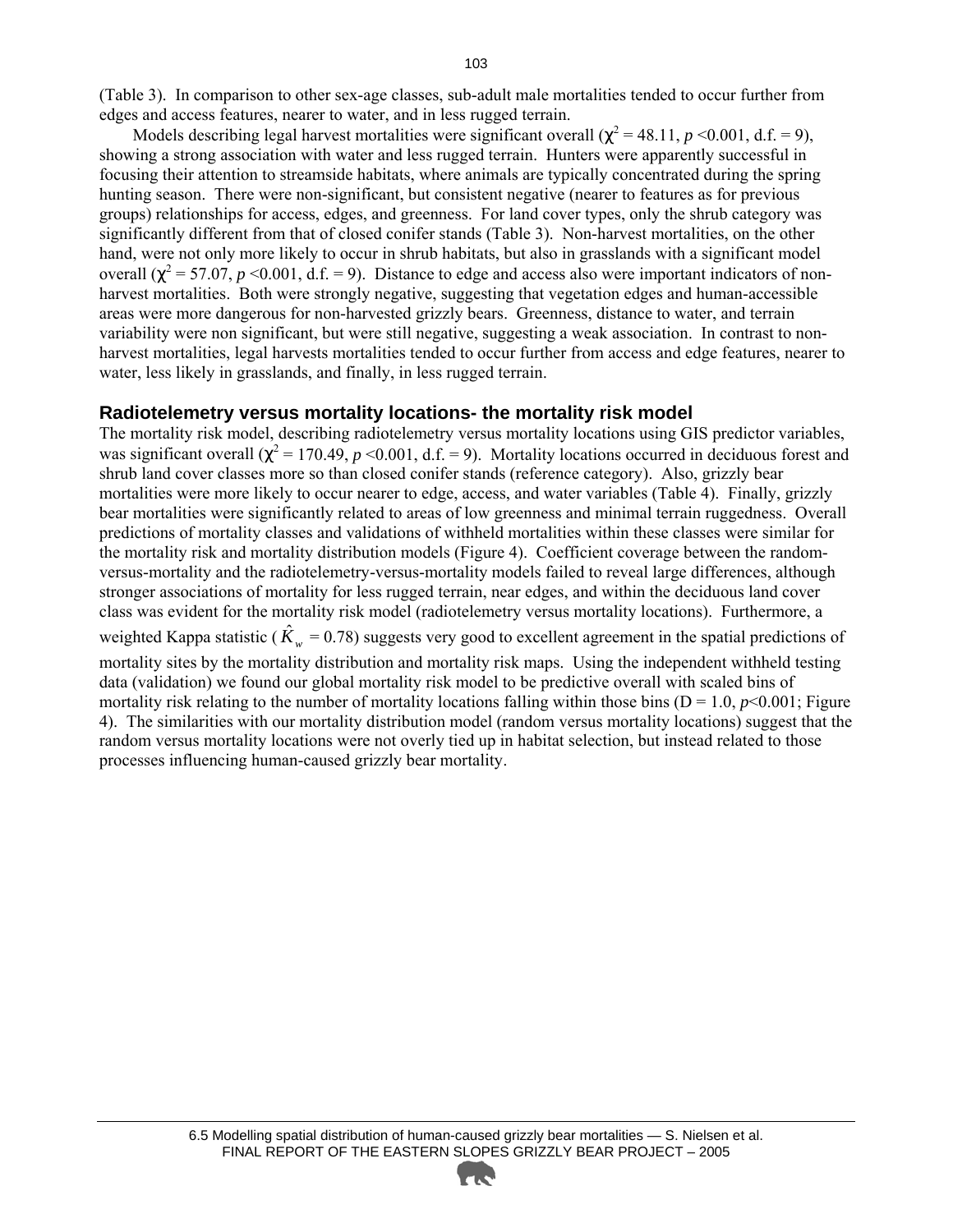(Table 3). In comparison to other sex-age classes, sub-adult male mortalities tended to occur further from edges and access features, nearer to water, and in less rugged terrain.

Models describing legal harvest mortalities were significant overall ($\chi^2 = 48.11$, $p < 0.001$, d.f. = 9), showing a strong association with water and less rugged terrain. Hunters were apparently successful in focusing their attention to streamside habitats, where animals are typically concentrated during the spring hunting season. There were non-significant, but consistent negative (nearer to features as for previous groups) relationships for access, edges, and greenness. For land cover types, only the shrub category was significantly different from that of closed conifer stands (Table 3). Non-harvest mortalities, on the other hand, were not only more likely to occur in shrub habitats, but also in grasslands with a significant model overall ($\chi^2 = 57.07$, $p < 0.001$, d.f. = 9). Distance to edge and access also were important indicators of non-harvest mortalities. Both were strongly negative, suggesting that vegetation edges and human-accessible areas were more dangerous for non-harvested grizzly bears. Greenness, distance to water, and terrain variability were non significant, but were still negative, suggesting a weak association. In contrast to non-harvest mortalities, legal harvests mortalities tended to occur further from access and edge features, nearer to water, less likely in grasslands, and finally, in less rugged terrain.

## Radiotelemetry versus mortality locations- the mortality risk model

The mortality risk model, describing radiotelemetry versus mortality locations using GIS predictor variables, was significant overall ($\chi^2 = 170.49$, $p < 0.001$, d.f. = 9). Mortality locations occurred in deciduous forest and shrub land cover classes more so than closed conifer stands (reference category). Also, grizzly bear mortalities were more likely to occur nearer to edge, access, and water variables (Table 4). Finally, grizzly bear mortalities were significantly related to areas of low greenness and minimal terrain ruggedness. Overall predictions of mortality classes and validations of withheld mortalities within these classes were similar for the mortality risk and mortality distribution models (Figure 4). Coefficient coverage between the random-versus-mortality and the radiotelemetry-versus-mortality models failed to reveal large differences, although stronger associations of mortality for less rugged terrain, near edges, and within the deciduous land cover class was evident for the mortality risk model (radiotelemetry versus mortality locations). Furthermore, a weighted Kappa statistic ($\hat{K}_w = 0.78$) suggests very good to excellent agreement in the spatial predictions of mortality sites by the mortality distribution and mortality risk maps. Using the independent withheld testing data (validation) we found our global mortality risk model to be predictive overall with scaled bins of mortality risk relating to the number of mortality locations falling within those bins ($D = 1.0$, $p < 0.001$; Figure 4). The similarities with our mortality distribution model (random versus mortality locations) suggest that the random versus mortality locations were not overly tied up in habitat selection, but instead related to those processes influencing human-caused grizzly bear mortality.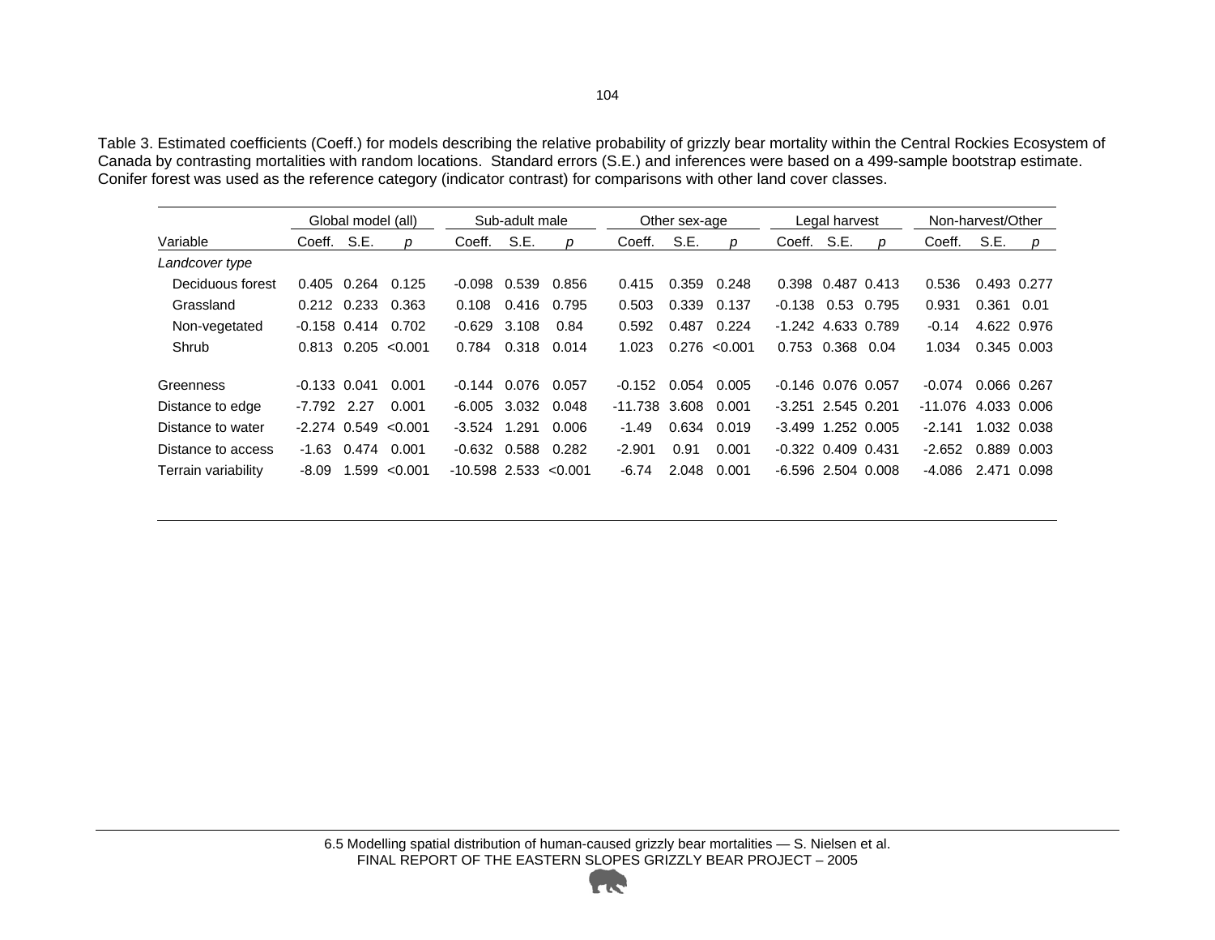Table 3. Estimated coefficients (Coeff.) for models describing the relative probability of grizzly bear mortality within the Central Rockies Ecosystem of Canada by contrasting mortalities with random locations. Standard errors (S.E.) and inferences were based on a 499-sample bootstrap estimate. Conifer forest was used as the reference category (indicator contrast) for comparisons with other land cover classes.

| | Global model (all) | | | Sub-adult male | | | Other sex-age | | | Legal harvest | | | Non-harvest/Other | | |
|---|---|---|---|---|---|---|---|---|---|---|---|---|---|---|---|
| Variable | Coeff. | S.E. | *p* | Coeff. | S.E. | *p* | Coeff. | S.E. | *p* | Coeff. | S.E. | *p* | Coeff. | S.E. | *p* |
| *Landcover type* | | | | | | | | | | | | | | | |
| Deciduous forest | 0.405 | 0.264 | 0.125 | -0.098 | 0.539 | 0.856 | 0.415 | 0.359 | 0.248 | 0.398 | 0.487 | 0.413 | 0.536 | 0.493 | 0.277 |
| Grassland | 0.212 | 0.233 | 0.363 | 0.108 | 0.416 | 0.795 | 0.503 | 0.339 | 0.137 | -0.138 | 0.53 | 0.795 | 0.931 | 0.361 | 0.01 |
| Non-vegetated | -0.158 | 0.414 | 0.702 | -0.629 | 3.108 | 0.84 | 0.592 | 0.487 | 0.224 | -1.242 | 4.633 | 0.789 | -0.14 | 4.622 | 0.976 |
| Shrub | 0.813 | 0.205 | <0.001 | 0.784 | 0.318 | 0.014 | 1.023 | 0.276 | <0.001 | 0.753 | 0.368 | 0.04 | 1.034 | 0.345 | 0.003 |
| Greenness | -0.133 | 0.041 | 0.001 | -0.144 | 0.076 | 0.057 | -0.152 | 0.054 | 0.005 | -0.146 | 0.076 | 0.057 | -0.074 | 0.066 | 0.267 |
| Distance to edge | -7.792 | 2.27 | 0.001 | -6.005 | 3.032 | 0.048 | -11.738 | 3.608 | 0.001 | -3.251 | 2.545 | 0.201 | -11.076 | 4.033 | 0.006 |
| Distance to water | -2.274 | 0.549 | <0.001 | -3.524 | 1.291 | 0.006 | -1.49 | 0.634 | 0.019 | -3.499 | 1.252 | 0.005 | -2.141 | 1.032 | 0.038 |
| Distance to access | -1.63 | 0.474 | 0.001 | -0.632 | 0.588 | 0.282 | -2.901 | 0.91 | 0.001 | -0.322 | 0.409 | 0.431 | -2.652 | 0.889 | 0.003 |
| Terrain variability | -8.09 | 1.599 | <0.001 | -10.598 | 2.533 | <0.001 | -6.74 | 2.048 | 0.001 | -6.596 | 2.504 | 0.008 | -4.086 | 2.471 | 0.098 |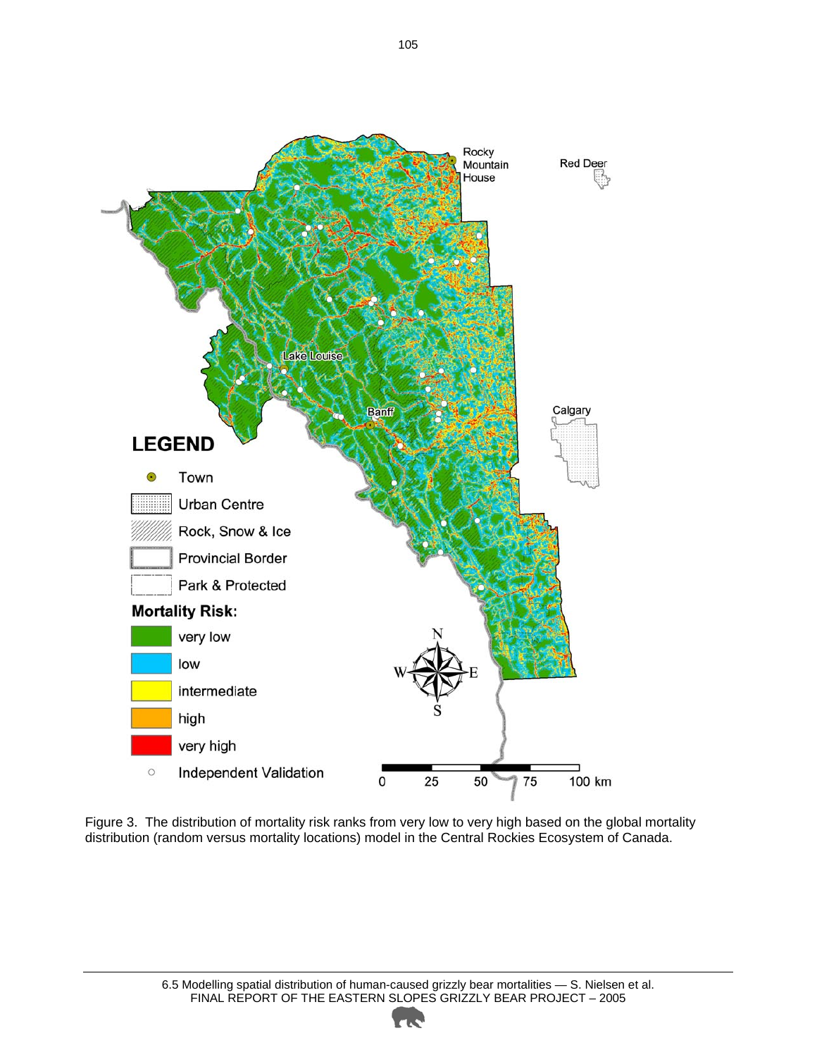Figure 3. The distribution of mortality risk ranks from very low to very high based on the global mortality distribution (random versus mortality locations) model in the Central Rockies Ecosystem of Canada.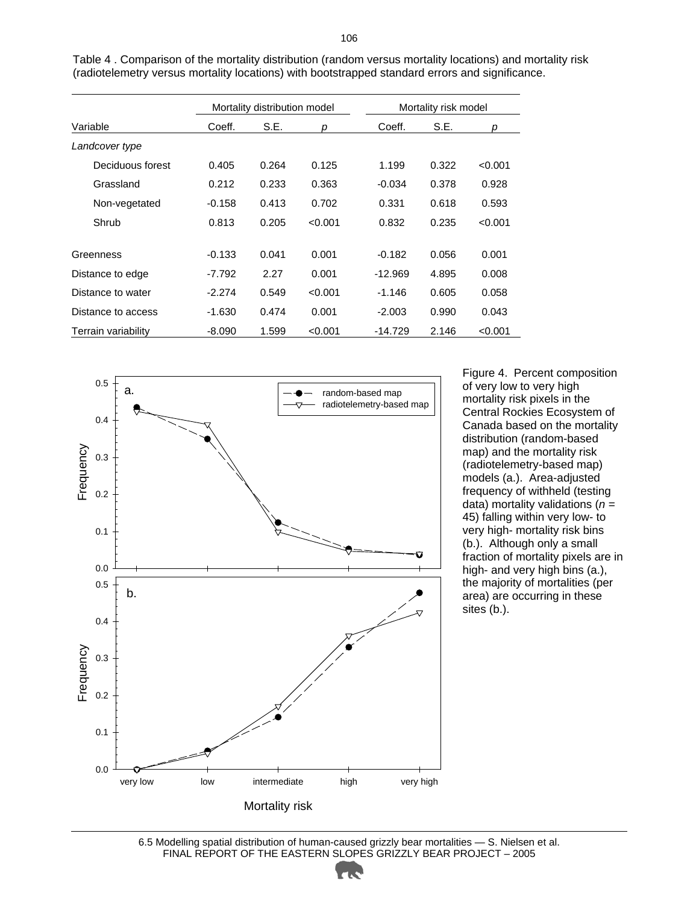Table 4 . Comparison of the mortality distribution (random versus mortality locations) and mortality risk (radiotelemetry versus mortality locations) with bootstrapped standard errors and significance.

| | Mortality distribution model | | | Mortality risk model | | |
|---|---|---|---|---|---|---|
| Variable | Coeff. | S.E. | *p* | Coeff. | S.E. | *p* |
| *Landcover type* | | | | | | |
| Deciduous forest | 0.405 | 0.264 | 0.125 | 1.199 | 0.322 | <0.001 |
| Grassland | 0.212 | 0.233 | 0.363 | -0.034 | 0.378 | 0.928 |
| Non-vegetated | -0.158 | 0.413 | 0.702 | 0.331 | 0.618 | 0.593 |
| Shrub | 0.813 | 0.205 | <0.001 | 0.832 | 0.235 | <0.001 |
| Greenness | -0.133 | 0.041 | 0.001 | -0.182 | 0.056 | 0.001 |
| Distance to edge | -7.792 | 2.27 | 0.001 | -12.969 | 4.895 | 0.008 |
| Distance to water | -2.274 | 0.549 | <0.001 | -1.146 | 0.605 | 0.058 |
| Distance to access | -1.630 | 0.474 | 0.001 | -2.003 | 0.990 | 0.043 |
| Terrain variability | -8.090 | 1.599 | <0.001 | -14.729 | 2.146 | <0.001 |

Figure 4. Percent composition of very low to very high mortality risk pixels in the Central Rockies Ecosystem of Canada based on the mortality distribution (random-based map) and the mortality risk (radiotelemetry-based map) models (a.). Area-adjusted frequency of withheld (testing data) mortality validations ($n$ = 45) falling within very low- to very high- mortality risk bins (b.). Although only a small fraction of mortality pixels are in high- and very high bins (a.), the majority of mortalities (per area) are occurring in these sites (b.).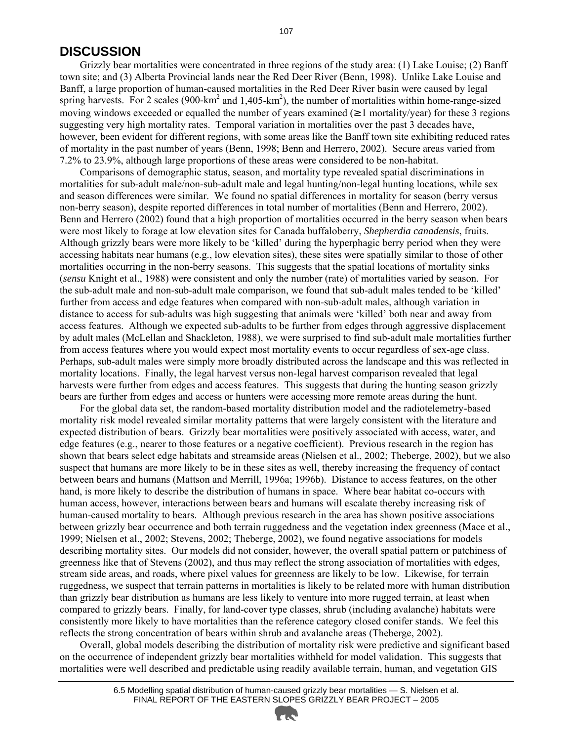## DISCUSSION

Grizzly bear mortalities were concentrated in three regions of the study area: (1) Lake Louise; (2) Banff town site; and (3) Alberta Provincial lands near the Red Deer River (Benn, 1998). Unlike Lake Louise and Banff, a large proportion of human-caused mortalities in the Red Deer River basin were caused by legal spring harvests. For 2 scales (900-$km^2$ and 1,405-$km^2$), the number of mortalities within home-range-sized moving windows exceeded or equalled the number of years examined ($\geq$1 mortality/year) for these 3 regions suggesting very high mortality rates. Temporal variation in mortalities over the past 3 decades have, however, been evident for different regions, with some areas like the Banff town site exhibiting reduced rates of mortality in the past number of years (Benn, 1998; Benn and Herrero, 2002). Secure areas varied from 7.2% to 23.9%, although large proportions of these areas were considered to be non-habitat.

Comparisons of demographic status, season, and mortality type revealed spatial discriminations in mortalities for sub-adult male/non-sub-adult male and legal hunting/non-legal hunting locations, while sex and season differences were similar. We found no spatial differences in mortality for season (berry versus non-berry season), despite reported differences in total number of mortalities (Benn and Herrero, 2002). Benn and Herrero (2002) found that a high proportion of mortalities occurred in the berry season when bears were most likely to forage at low elevation sites for Canada buffaloberry, *Shepherdia canadensis*, fruits. Although grizzly bears were more likely to be 'killed' during the hyperphagic berry period when they were accessing habitats near humans (e.g., low elevation sites), these sites were spatially similar to those of other mortalities occurring in the non-berry seasons. This suggests that the spatial locations of mortality sinks (*sensu* Knight et al., 1988) were consistent and only the number (rate) of mortalities varied by season. For the sub-adult male and non-sub-adult male comparison, we found that sub-adult males tended to be 'killed' further from access and edge features when compared with non-sub-adult males, although variation in distance to access for sub-adults was high suggesting that animals were 'killed' both near and away from access features. Although we expected sub-adults to be further from edges through aggressive displacement by adult males (McLellan and Shackleton, 1988), we were surprised to find sub-adult male mortalities further from access features where you would expect most mortality events to occur regardless of sex-age class. Perhaps, sub-adult males were simply more broadly distributed across the landscape and this was reflected in mortality locations. Finally, the legal harvest versus non-legal harvest comparison revealed that legal harvests were further from edges and access features. This suggests that during the hunting season grizzly bears are further from edges and access or hunters were accessing more remote areas during the hunt.

For the global data set, the random-based mortality distribution model and the radiotelemetry-based mortality risk model revealed similar mortality patterns that were largely consistent with the literature and expected distribution of bears. Grizzly bear mortalities were positively associated with access, water, and edge features (e.g., nearer to those features or a negative coefficient). Previous research in the region has shown that bears select edge habitats and streamside areas (Nielsen et al., 2002; Theberge, 2002), but we also suspect that humans are more likely to be in these sites as well, thereby increasing the frequency of contact between bears and humans (Mattson and Merrill, 1996a; 1996b). Distance to access features, on the other hand, is more likely to describe the distribution of humans in space. Where bear habitat co-occurs with human access, however, interactions between bears and humans will escalate thereby increasing risk of human-caused mortality to bears. Although previous research in the area has shown positive associations between grizzly bear occurrence and both terrain ruggedness and the vegetation index greenness (Mace et al., 1999; Nielsen et al., 2002; Stevens, 2002; Theberge, 2002), we found negative associations for models describing mortality sites. Our models did not consider, however, the overall spatial pattern or patchiness of greenness like that of Stevens (2002), and thus may reflect the strong association of mortalities with edges, stream side areas, and roads, where pixel values for greenness are likely to be low. Likewise, for terrain ruggedness, we suspect that terrain patterns in mortalities is likely to be related more with human distribution than grizzly bear distribution as humans are less likely to venture into more rugged terrain, at least when compared to grizzly bears. Finally, for land-cover type classes, shrub (including avalanche) habitats were consistently more likely to have mortalities than the reference category closed conifer stands. We feel this reflects the strong concentration of bears within shrub and avalanche areas (Theberge, 2002).

Overall, global models describing the distribution of mortality risk were predictive and significant based on the occurrence of independent grizzly bear mortalities withheld for model validation. This suggests that mortalities were well described and predictable using readily available terrain, human, and vegetation GIS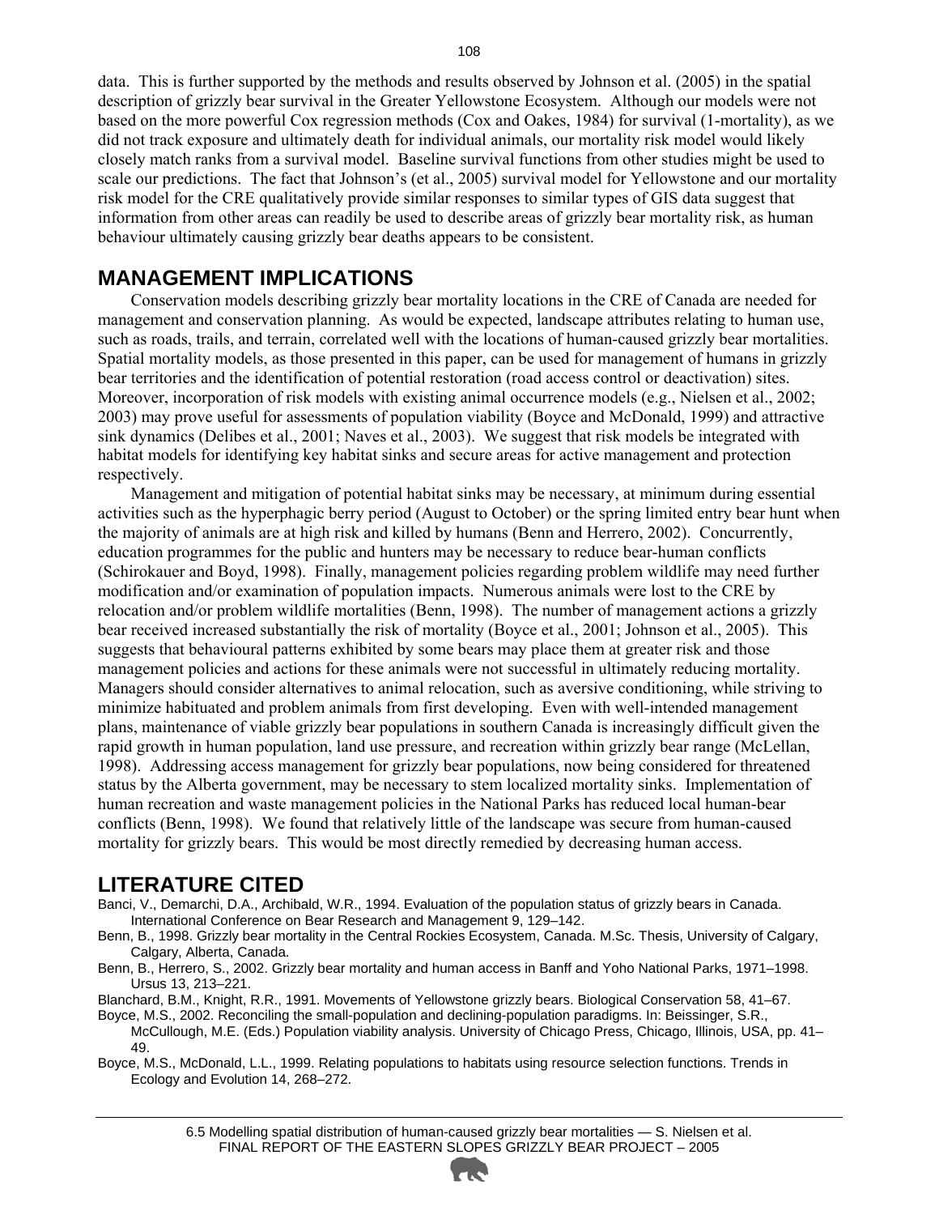data. This is further supported by the methods and results observed by Johnson et al. (2005) in the spatial description of grizzly bear survival in the Greater Yellowstone Ecosystem. Although our models were not based on the more powerful Cox regression methods (Cox and Oakes, 1984) for survival (1-mortality), as we did not track exposure and ultimately death for individual animals, our mortality risk model would likely closely match ranks from a survival model. Baseline survival functions from other studies might be used to scale our predictions. The fact that Johnson's (et al., 2005) survival model for Yellowstone and our mortality risk model for the CRE qualitatively provide similar responses to similar types of GIS data suggest that information from other areas can readily be used to describe areas of grizzly bear mortality risk, as human behaviour ultimately causing grizzly bear deaths appears to be consistent.

## MANAGEMENT IMPLICATIONS

Conservation models describing grizzly bear mortality locations in the CRE of Canada are needed for management and conservation planning. As would be expected, landscape attributes relating to human use, such as roads, trails, and terrain, correlated well with the locations of human-caused grizzly bear mortalities. Spatial mortality models, as those presented in this paper, can be used for management of humans in grizzly bear territories and the identification of potential restoration (road access control or deactivation) sites. Moreover, incorporation of risk models with existing animal occurrence models (e.g., Nielsen et al., 2002; 2003) may prove useful for assessments of population viability (Boyce and McDonald, 1999) and attractive sink dynamics (Delibes et al., 2001; Naves et al., 2003). We suggest that risk models be integrated with habitat models for identifying key habitat sinks and secure areas for active management and protection respectively.

Management and mitigation of potential habitat sinks may be necessary, at minimum during essential activities such as the hyperphagic berry period (August to October) or the spring limited entry bear hunt when the majority of animals are at high risk and killed by humans (Benn and Herrero, 2002). Concurrently, education programmes for the public and hunters may be necessary to reduce bear-human conflicts (Schirokauer and Boyd, 1998). Finally, management policies regarding problem wildlife may need further modification and/or examination of population impacts. Numerous animals were lost to the CRE by relocation and/or problem wildlife mortalities (Benn, 1998). The number of management actions a grizzly bear received increased substantially the risk of mortality (Boyce et al., 2001; Johnson et al., 2005). This suggests that behavioural patterns exhibited by some bears may place them at greater risk and those management policies and actions for these animals were not successful in ultimately reducing mortality. Managers should consider alternatives to animal relocation, such as aversive conditioning, while striving to minimize habituated and problem animals from first developing. Even with well-intended management plans, maintenance of viable grizzly bear populations in southern Canada is increasingly difficult given the rapid growth in human population, land use pressure, and recreation within grizzly bear range (McLellan, 1998). Addressing access management for grizzly bear populations, now being considered for threatened status by the Alberta government, may be necessary to stem localized mortality sinks. Implementation of human recreation and waste management policies in the National Parks has reduced local human-bear conflicts (Benn, 1998). We found that relatively little of the landscape was secure from human-caused mortality for grizzly bears. This would be most directly remedied by decreasing human access.

## LITERATURE CITED

Banci, V., Demarchi, D.A., Archibald, W.R., 1994. Evaluation of the population status of grizzly bears in Canada. International Conference on Bear Research and Management 9, 129–142.

Benn, B., 1998. Grizzly bear mortality in the Central Rockies Ecosystem, Canada. M.Sc. Thesis, University of Calgary, Calgary, Alberta, Canada.

Benn, B., Herrero, S., 2002. Grizzly bear mortality and human access in Banff and Yoho National Parks, 1971–1998. Ursus 13, 213–221.

Blanchard, B.M., Knight, R.R., 1991. Movements of Yellowstone grizzly bears. Biological Conservation 58, 41–67.

Boyce, M.S., 2002. Reconciling the small-population and declining-population paradigms. In: Beissinger, S.R., McCullough, M.E. (Eds.) Population viability analysis. University of Chicago Press, Chicago, Illinois, USA, pp. 41–49.

Boyce, M.S., McDonald, L.L., 1999. Relating populations to habitats using resource selection functions. Trends in Ecology and Evolution 14, 268–272.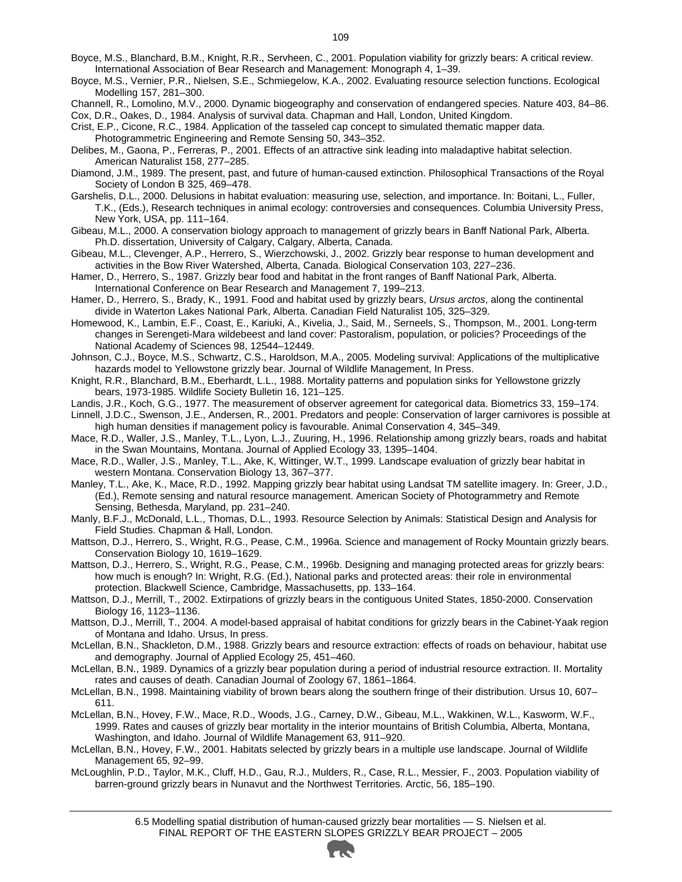Boyce, M.S., Blanchard, B.M., Knight, R.R., Servheen, C., 2001. Population viability for grizzly bears: A critical review. International Association of Bear Research and Management: Monograph 4, 1–39.

Boyce, M.S., Vernier, P.R., Nielsen, S.E., Schmiegelow, K.A., 2002. Evaluating resource selection functions. Ecological Modelling 157, 281–300.

Channell, R., Lomolino, M.V., 2000. Dynamic biogeography and conservation of endangered species. Nature 403, 84–86.

Cox, D.R., Oakes, D., 1984. Analysis of survival data. Chapman and Hall, London, United Kingdom.

Crist, E.P., Cicone, R.C., 1984. Application of the tasseled cap concept to simulated thematic mapper data. Photogrammetric Engineering and Remote Sensing 50, 343–352.

Delibes, M., Gaona, P., Ferreras, P., 2001. Effects of an attractive sink leading into maladaptive habitat selection. American Naturalist 158, 277–285.

Diamond, J.M., 1989. The present, past, and future of human-caused extinction. Philosophical Transactions of the Royal Society of London B 325, 469–478.

Garshelis, D.L., 2000. Delusions in habitat evaluation: measuring use, selection, and importance. In: Boitani, L., Fuller, T.K., (Eds.), Research techniques in animal ecology: controversies and consequences. Columbia University Press, New York, USA, pp. 111–164.

Gibeau, M.L., 2000. A conservation biology approach to management of grizzly bears in Banff National Park, Alberta. Ph.D. dissertation, University of Calgary, Calgary, Alberta, Canada.

Gibeau, M.L., Clevenger, A.P., Herrero, S., Wierzchowski, J., 2002. Grizzly bear response to human development and activities in the Bow River Watershed, Alberta, Canada. Biological Conservation 103, 227–236.

Hamer, D., Herrero, S., 1987. Grizzly bear food and habitat in the front ranges of Banff National Park, Alberta. International Conference on Bear Research and Management 7, 199–213.

Hamer, D., Herrero, S., Brady, K., 1991. Food and habitat used by grizzly bears, *Ursus arctos*, along the continental divide in Waterton Lakes National Park, Alberta. Canadian Field Naturalist 105, 325–329.

Homewood, K., Lambin, E.F., Coast, E., Kariuki, A., Kivelia, J., Said, M., Serneels, S., Thompson, M., 2001. Long-term changes in Serengeti-Mara wildebeest and land cover: Pastoralism, population, or policies? Proceedings of the National Academy of Sciences 98, 12544–12449.

Johnson, C.J., Boyce, M.S., Schwartz, C.S., Haroldson, M.A., 2005. Modeling survival: Applications of the multiplicative hazards model to Yellowstone grizzly bear. Journal of Wildlife Management, In Press.

Knight, R.R., Blanchard, B.M., Eberhardt, L.L., 1988. Mortality patterns and population sinks for Yellowstone grizzly bears, 1973-1985. Wildlife Society Bulletin 16, 121–125.

Landis, J.R., Koch, G.G., 1977. The measurement of observer agreement for categorical data. Biometrics 33, 159–174.

Linnell, J.D.C., Swenson, J.E., Andersen, R., 2001. Predators and people: Conservation of larger carnivores is possible at high human densities if management policy is favourable. Animal Conservation 4, 345–349.

Mace, R.D., Waller, J.S., Manley, T.L., Lyon, L.J., Zuuring, H., 1996. Relationship among grizzly bears, roads and habitat in the Swan Mountains, Montana. Journal of Applied Ecology 33, 1395–1404.

Mace, R.D., Waller, J.S., Manley, T.L., Ake, K, Wittinger, W.T., 1999. Landscape evaluation of grizzly bear habitat in western Montana. Conservation Biology 13, 367–377.

Manley, T.L., Ake, K., Mace, R.D., 1992. Mapping grizzly bear habitat using Landsat TM satellite imagery. In: Greer, J.D., (Ed.), Remote sensing and natural resource management. American Society of Photogrammetry and Remote Sensing, Bethesda, Maryland, pp. 231–240.

Manly, B.F.J., McDonald, L.L., Thomas, D.L., 1993. Resource Selection by Animals: Statistical Design and Analysis for Field Studies. Chapman & Hall, London.

Mattson, D.J., Herrero, S., Wright, R.G., Pease, C.M., 1996a. Science and management of Rocky Mountain grizzly bears. Conservation Biology 10, 1619–1629.

Mattson, D.J., Herrero, S., Wright, R.G., Pease, C.M., 1996b. Designing and managing protected areas for grizzly bears: how much is enough? In: Wright, R.G. (Ed.), National parks and protected areas: their role in environmental protection. Blackwell Science, Cambridge, Massachusetts, pp. 133–164.

Mattson, D.J., Merrill, T., 2002. Extirpations of grizzly bears in the contiguous United States, 1850-2000. Conservation Biology 16, 1123–1136.

Mattson, D.J., Merrill, T., 2004. A model-based appraisal of habitat conditions for grizzly bears in the Cabinet-Yaak region of Montana and Idaho. Ursus, In press.

McLellan, B.N., Shackleton, D.M., 1988. Grizzly bears and resource extraction: effects of roads on behaviour, habitat use and demography. Journal of Applied Ecology 25, 451–460.

McLellan, B.N., 1989. Dynamics of a grizzly bear population during a period of industrial resource extraction. II. Mortality rates and causes of death. Canadian Journal of Zoology 67, 1861–1864.

McLellan, B.N., 1998. Maintaining viability of brown bears along the southern fringe of their distribution. Ursus 10, 607–611.

McLellan, B.N., Hovey, F.W., Mace, R.D., Woods, J.G., Carney, D.W., Gibeau, M.L., Wakkinen, W.L., Kasworm, W.F., 1999. Rates and causes of grizzly bear mortality in the interior mountains of British Columbia, Alberta, Montana, Washington, and Idaho. Journal of Wildlife Management 63, 911–920.

McLellan, B.N., Hovey, F.W., 2001. Habitats selected by grizzly bears in a multiple use landscape. Journal of Wildlife Management 65, 92–99.

McLoughlin, P.D., Taylor, M.K., Cluff, H.D., Gau, R.J., Mulders, R., Case, R.L., Messier, F., 2003. Population viability of barren-ground grizzly bears in Nunavut and the Northwest Territories. Arctic, 56, 185–190.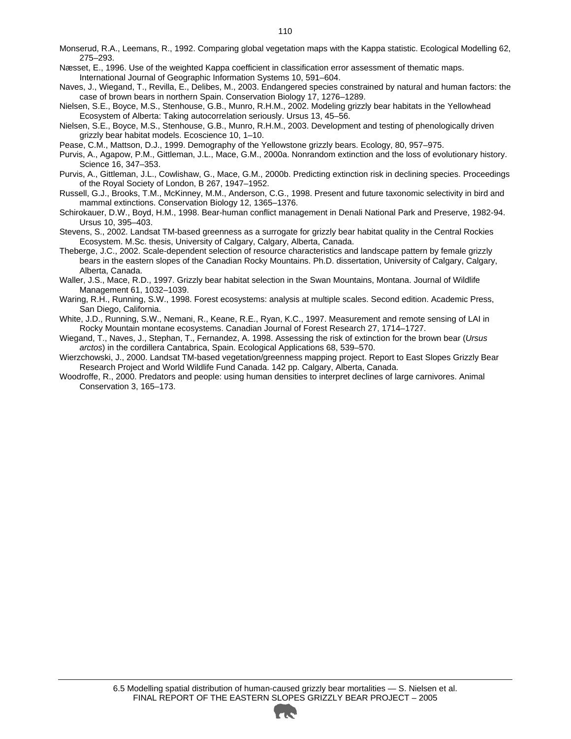Monserud, R.A., Leemans, R., 1992. Comparing global vegetation maps with the Kappa statistic. Ecological Modelling 62, 275–293.

Næsset, E., 1996. Use of the weighted Kappa coefficient in classification error assessment of thematic maps. International Journal of Geographic Information Systems 10, 591–604.

Naves, J., Wiegand, T., Revilla, E., Delibes, M., 2003. Endangered species constrained by natural and human factors: the case of brown bears in northern Spain. Conservation Biology 17, 1276–1289.

Nielsen, S.E., Boyce, M.S., Stenhouse, G.B., Munro, R.H.M., 2002. Modeling grizzly bear habitats in the Yellowhead Ecosystem of Alberta: Taking autocorrelation seriously. Ursus 13, 45–56.

Nielsen, S.E., Boyce, M.S., Stenhouse, G.B., Munro, R.H.M., 2003. Development and testing of phenologically driven grizzly bear habitat models. Ecoscience 10, 1–10.

Pease, C.M., Mattson, D.J., 1999. Demography of the Yellowstone grizzly bears. Ecology, 80, 957–975.

Purvis, A., Agapow, P.M., Gittleman, J.L., Mace, G.M., 2000a. Nonrandom extinction and the loss of evolutionary history. Science 16, 347–353.

Purvis, A., Gittleman, J.L., Cowlishaw, G., Mace, G.M., 2000b. Predicting extinction risk in declining species. Proceedings of the Royal Society of London, B 267, 1947–1952.

Russell, G.J., Brooks, T.M., McKinney, M.M., Anderson, C.G., 1998. Present and future taxonomic selectivity in bird and mammal extinctions. Conservation Biology 12, 1365–1376.

Schirokauer, D.W., Boyd, H.M., 1998. Bear-human conflict management in Denali National Park and Preserve, 1982-94. Ursus 10, 395–403.

Stevens, S., 2002. Landsat TM-based greenness as a surrogate for grizzly bear habitat quality in the Central Rockies Ecosystem. M.Sc. thesis, University of Calgary, Calgary, Alberta, Canada.

Theberge, J.C., 2002. Scale-dependent selection of resource characteristics and landscape pattern by female grizzly bears in the eastern slopes of the Canadian Rocky Mountains. Ph.D. dissertation, University of Calgary, Calgary, Alberta, Canada.

Waller, J.S., Mace, R.D., 1997. Grizzly bear habitat selection in the Swan Mountains, Montana. Journal of Wildlife Management 61, 1032–1039.

Waring, R.H., Running, S.W., 1998. Forest ecosystems: analysis at multiple scales. Second edition. Academic Press, San Diego, California.

White, J.D., Running, S.W., Nemani, R., Keane, R.E., Ryan, K.C., 1997. Measurement and remote sensing of LAI in Rocky Mountain montane ecosystems. Canadian Journal of Forest Research 27, 1714–1727.

Wiegand, T., Naves, J., Stephan, T., Fernandez, A. 1998. Assessing the risk of extinction for the brown bear (*Ursus arctos*) in the cordillera Cantabrica, Spain. Ecological Applications 68, 539–570.

Wierzchowski, J., 2000. Landsat TM-based vegetation/greenness mapping project. Report to East Slopes Grizzly Bear Research Project and World Wildlife Fund Canada. 142 pp. Calgary, Alberta, Canada.

Woodroffe, R., 2000. Predators and people: using human densities to interpret declines of large carnivores. Animal Conservation 3, 165–173.